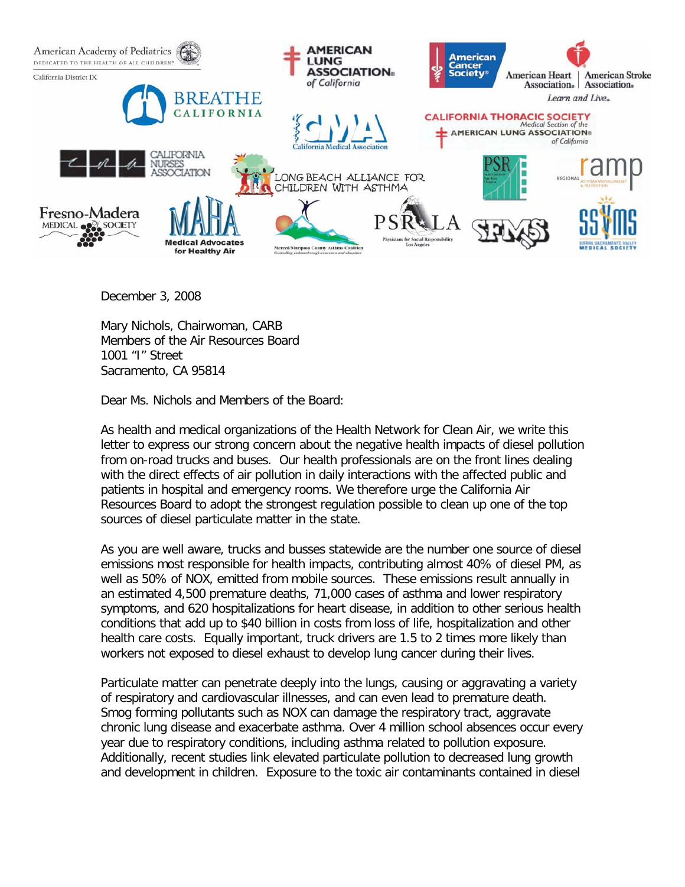American Academy of Pediatrics
DEDICATED TO THE HEALTH OF ALL CHILDREN™
California District IX

AMERICAN LUNG ASSOCIATION® of California

American Cancer Society®

American Heart Association® | American Stroke Association®
Learn and Live.™

BREATHE CALIFORNIA

CMA California Medical Association

CALIFORNIA THORACIC SOCIETY
Medical Section of the AMERICAN LUNG ASSOCIATION® of California

CALIFORNIA NURSES ASSOCIATION

LONG BEACH ALLIANCE FOR CHILDREN WITH ASTHMA

PSR

REGIONAL ramp ASTHMA MANAGEMENT & PREVENTION

Fresno-Madera MEDICAL SOCIETY

MAHA Medical Advocates for Healthy Air

Merced/Mariposa County Asthma Coalition

PSR LA Physicians for Social Responsibility Los Angeles

SFMS

SSVMS SIERRA SACRAMENTO VALLEY MEDICAL SOCIETY

December 3, 2008

Mary Nichols, Chairwoman, CARB
Members of the Air Resources Board
1001 "I" Street
Sacramento, CA 95814

Dear Ms. Nichols and Members of the Board:

As health and medical organizations of the Health Network for Clean Air, we write this letter to express our strong concern about the negative health impacts of diesel pollution from on-road trucks and buses. Our health professionals are on the front lines dealing with the direct effects of air pollution in daily interactions with the affected public and patients in hospital and emergency rooms. We therefore urge the California Air Resources Board to adopt the strongest regulation possible to clean up one of the top sources of diesel particulate matter in the state.

As you are well aware, trucks and busses statewide are the number one source of diesel emissions most responsible for health impacts, contributing almost 40% of diesel PM, as well as 50% of NOX, emitted from mobile sources. These emissions result annually in an estimated 4,500 premature deaths, 71,000 cases of asthma and lower respiratory symptoms, and 620 hospitalizations for heart disease, in addition to other serious health conditions that add up to $40 billion in costs from loss of life, hospitalization and other health care costs. Equally important, truck drivers are 1.5 to 2 times more likely than workers not exposed to diesel exhaust to develop lung cancer during their lives.

Particulate matter can penetrate deeply into the lungs, causing or aggravating a variety of respiratory and cardiovascular illnesses, and can even lead to premature death. Smog forming pollutants such as NOX can damage the respiratory tract, aggravate chronic lung disease and exacerbate asthma. Over 4 million school absences occur every year due to respiratory conditions, including asthma related to pollution exposure. Additionally, recent studies link elevated particulate pollution to decreased lung growth and development in children. Exposure to the toxic air contaminants contained in diesel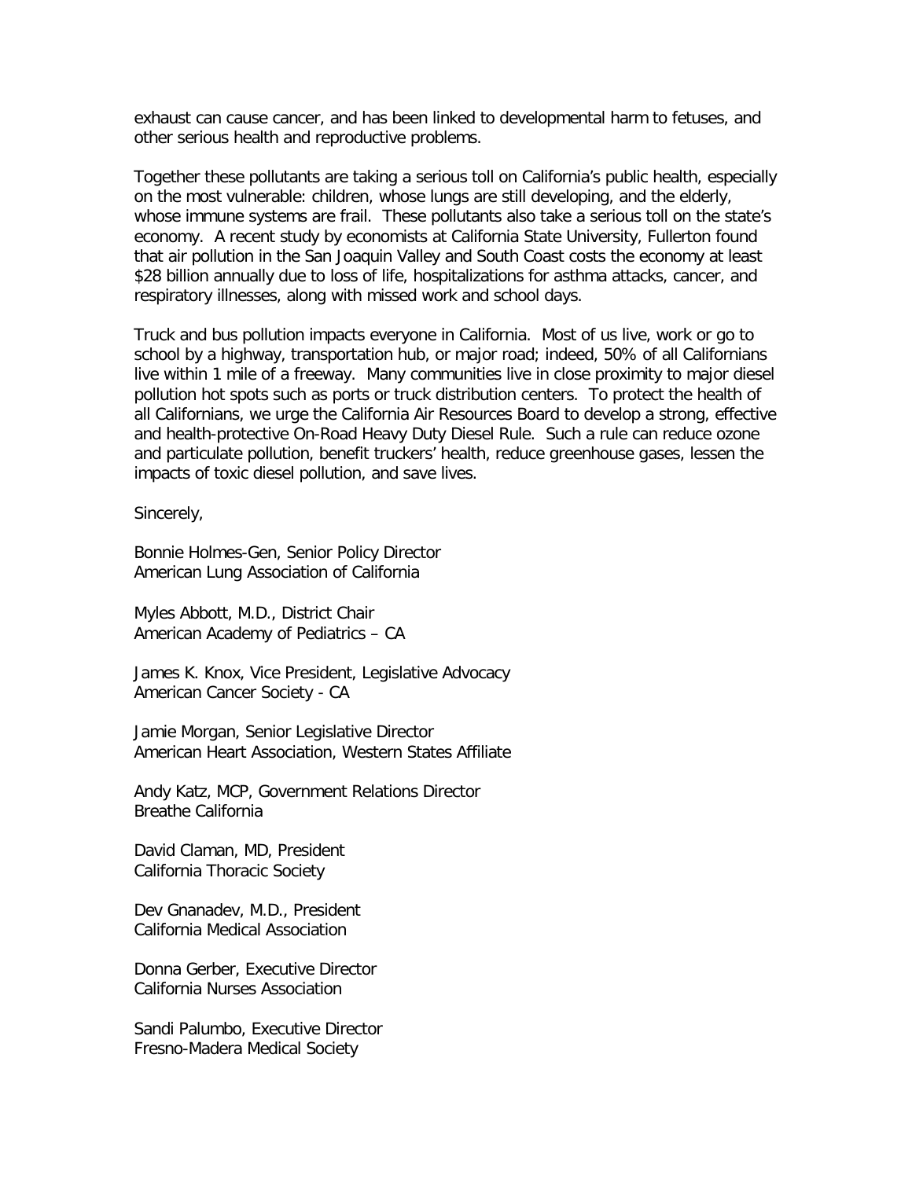exhaust can cause cancer, and has been linked to developmental harm to fetuses, and other serious health and reproductive problems.

Together these pollutants are taking a serious toll on California's public health, especially on the most vulnerable: children, whose lungs are still developing, and the elderly, whose immune systems are frail. These pollutants also take a serious toll on the state's economy. A recent study by economists at California State University, Fullerton found that air pollution in the San Joaquin Valley and South Coast costs the economy at least $28 billion annually due to loss of life, hospitalizations for asthma attacks, cancer, and respiratory illnesses, along with missed work and school days.

Truck and bus pollution impacts everyone in California. Most of us live, work or go to school by a highway, transportation hub, or major road; indeed, 50% of all Californians live within 1 mile of a freeway. Many communities live in close proximity to major diesel pollution hot spots such as ports or truck distribution centers. To protect the health of all Californians, we urge the California Air Resources Board to develop a strong, effective and health-protective On-Road Heavy Duty Diesel Rule. Such a rule can reduce ozone and particulate pollution, benefit truckers' health, reduce greenhouse gases, lessen the impacts of toxic diesel pollution, and save lives.

Sincerely,

Bonnie Holmes-Gen, Senior Policy Director
American Lung Association of California

Myles Abbott, M.D., District Chair
American Academy of Pediatrics – CA

James K. Knox, Vice President, Legislative Advocacy
American Cancer Society - CA

Jamie Morgan, Senior Legislative Director
American Heart Association, Western States Affiliate

Andy Katz, MCP, Government Relations Director
Breathe California

David Claman, MD, President
California Thoracic Society

Dev Gnanadev, M.D., President
California Medical Association

Donna Gerber, Executive Director
California Nurses Association

Sandi Palumbo, Executive Director
Fresno-Madera Medical Society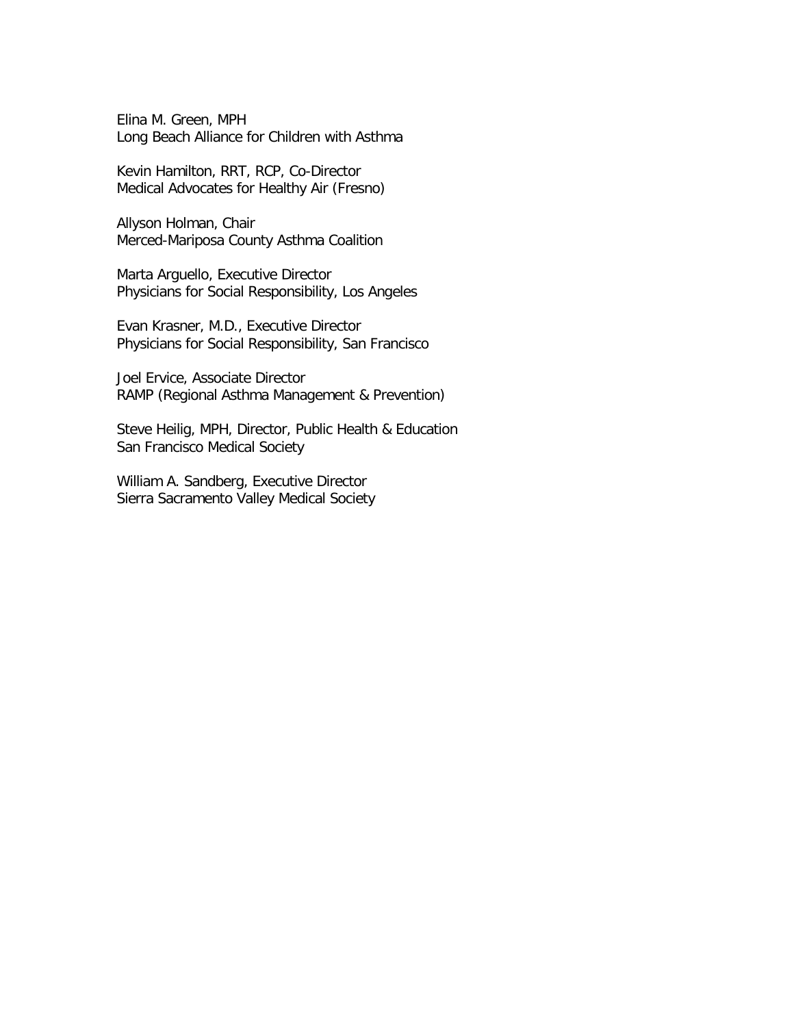Elina M. Green, MPH
Long Beach Alliance for Children with Asthma

Kevin Hamilton, RRT, RCP, Co-Director
Medical Advocates for Healthy Air (Fresno)

Allyson Holman, Chair
Merced-Mariposa County Asthma Coalition

Marta Arguello, Executive Director
Physicians for Social Responsibility, Los Angeles

Evan Krasner, M.D., Executive Director
Physicians for Social Responsibility, San Francisco

Joel Ervice, Associate Director
RAMP (Regional Asthma Management & Prevention)

Steve Heilig, MPH, Director, Public Health & Education
San Francisco Medical Society

William A. Sandberg, Executive Director
Sierra Sacramento Valley Medical Society